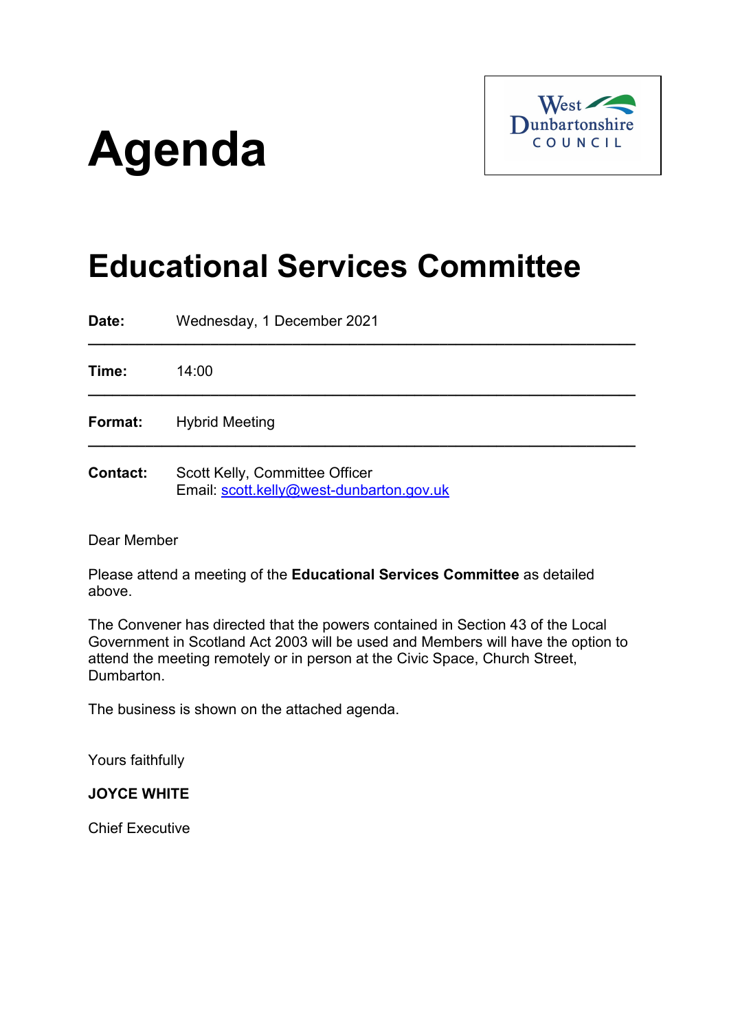# Agenda

West Dunbartonshire COUNCIL

## Educational Services Committee

| | |
|---|---|
| **Date:** | Wednesday, 1 December 2021 |
| **Time:** | 14:00 |
| **Format:** | Hybrid Meeting |
| **Contact:** | Scott Kelly, Committee Officer<br>Email: scott.kelly@west-dunbarton.gov.uk |

Dear Member

Please attend a meeting of the **Educational Services Committee** as detailed above.

The Convener has directed that the powers contained in Section 43 of the Local Government in Scotland Act 2003 will be used and Members will have the option to attend the meeting remotely or in person at the Civic Space, Church Street, Dumbarton.

The business is shown on the attached agenda.

Yours faithfully

**JOYCE WHITE**

Chief Executive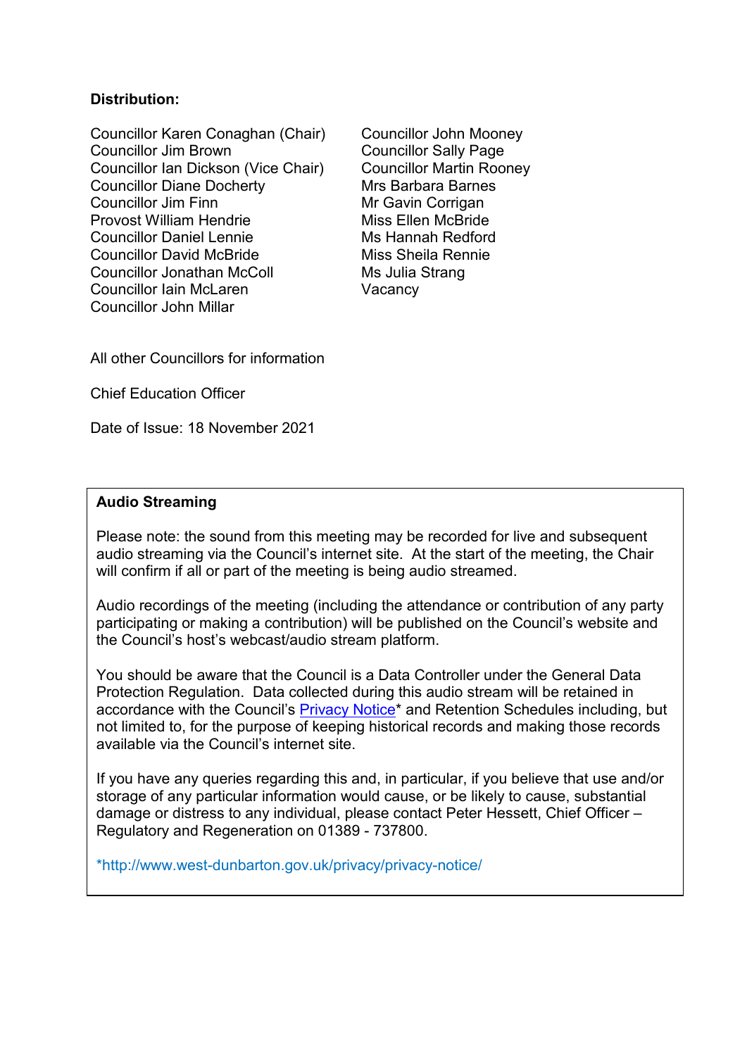**Distribution:**

Councillor Karen Conaghan (Chair)
Councillor Jim Brown
Councillor Ian Dickson (Vice Chair)
Councillor Diane Docherty
Councillor Jim Finn
Provost William Hendrie
Councillor Daniel Lennie
Councillor David McBride
Councillor Jonathan McColl
Councillor Iain McLaren
Councillor John Millar
Councillor John Mooney
Councillor Sally Page
Councillor Martin Rooney
Mrs Barbara Barnes
Mr Gavin Corrigan
Miss Ellen McBride
Ms Hannah Redford
Miss Sheila Rennie
Ms Julia Strang
Vacancy

All other Councillors for information

Chief Education Officer

Date of Issue: 18 November 2021

**Audio Streaming**

Please note: the sound from this meeting may be recorded for live and subsequent audio streaming via the Council's internet site. At the start of the meeting, the Chair will confirm if all or part of the meeting is being audio streamed.

Audio recordings of the meeting (including the attendance or contribution of any party participating or making a contribution) will be published on the Council's website and the Council's host's webcast/audio stream platform.

You should be aware that the Council is a Data Controller under the General Data Protection Regulation. Data collected during this audio stream will be retained in accordance with the Council's Privacy Notice* and Retention Schedules including, but not limited to, for the purpose of keeping historical records and making those records available via the Council's internet site.

If you have any queries regarding this and, in particular, if you believe that use and/or storage of any particular information would cause, or be likely to cause, substantial damage or distress to any individual, please contact Peter Hessett, Chief Officer – Regulatory and Regeneration on 01389 - 737800.

*http://www.west-dunbarton.gov.uk/privacy/privacy-notice/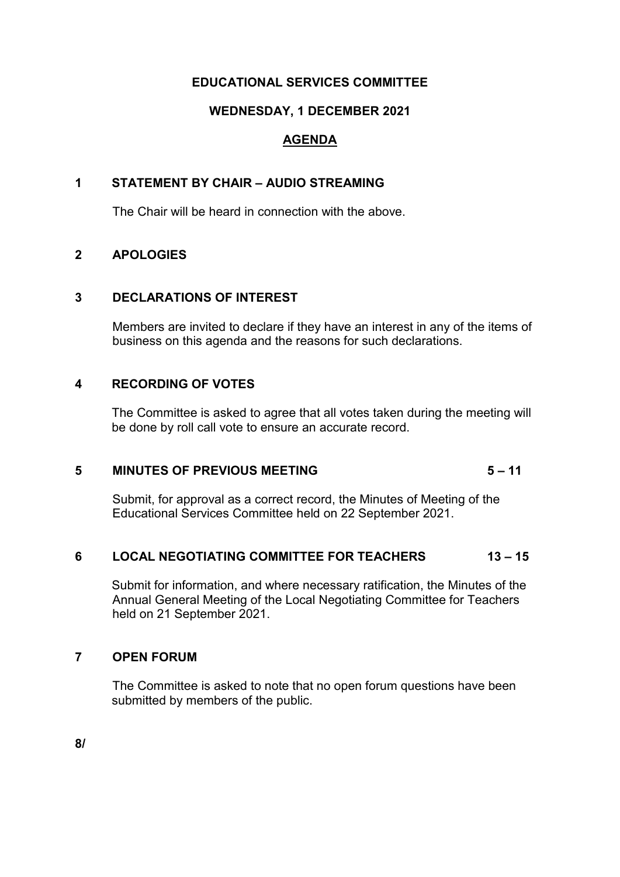**EDUCATIONAL SERVICES COMMITTEE**

**WEDNESDAY, 1 DECEMBER 2021**

**AGENDA**

**1 STATEMENT BY CHAIR – AUDIO STREAMING**

The Chair will be heard in connection with the above.

**2 APOLOGIES**

**3 DECLARATIONS OF INTEREST**

Members are invited to declare if they have an interest in any of the items of business on this agenda and the reasons for such declarations.

**4 RECORDING OF VOTES**

The Committee is asked to agree that all votes taken during the meeting will be done by roll call vote to ensure an accurate record.

**5 MINUTES OF PREVIOUS MEETING** **5 – 11**

Submit, for approval as a correct record, the Minutes of Meeting of the Educational Services Committee held on 22 September 2021.

**6 LOCAL NEGOTIATING COMMITTEE FOR TEACHERS** **13 – 15**

Submit for information, and where necessary ratification, the Minutes of the Annual General Meeting of the Local Negotiating Committee for Teachers held on 21 September 2021.

**7 OPEN FORUM**

The Committee is asked to note that no open forum questions have been submitted by members of the public.

**8/**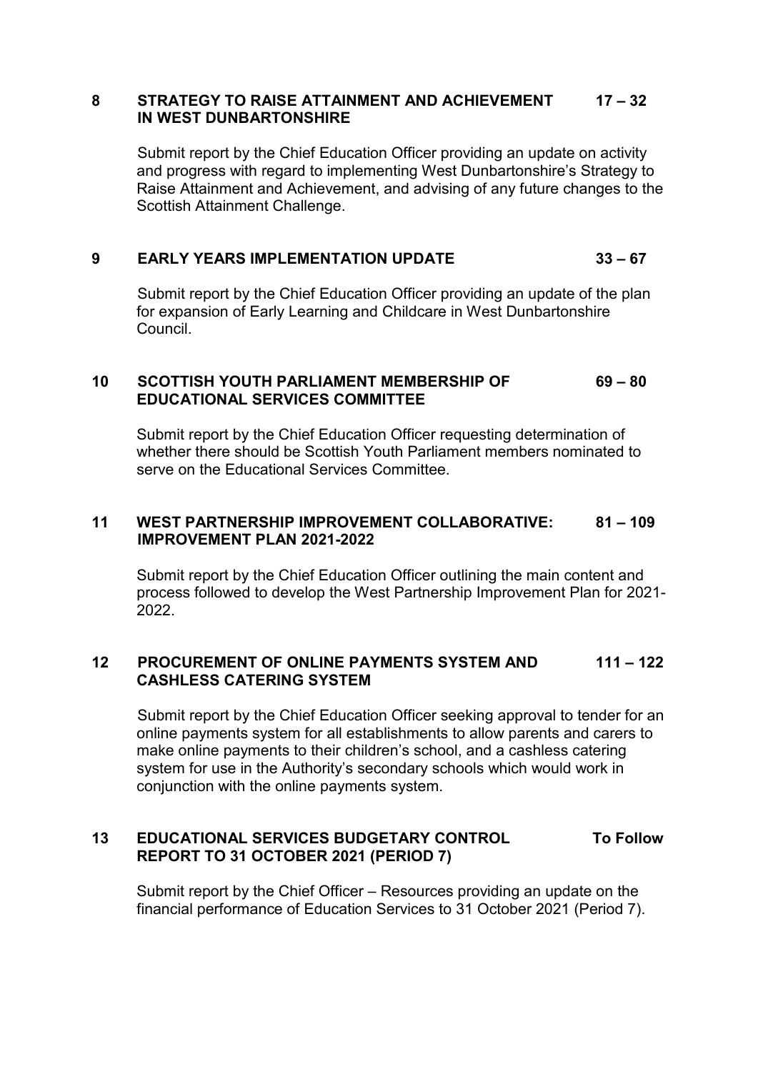**8 STRATEGY TO RAISE ATTAINMENT AND ACHIEVEMENT IN WEST DUNBARTONSHIRE** **17 – 32**

Submit report by the Chief Education Officer providing an update on activity and progress with regard to implementing West Dunbartonshire's Strategy to Raise Attainment and Achievement, and advising of any future changes to the Scottish Attainment Challenge.

**9 EARLY YEARS IMPLEMENTATION UPDATE** **33 – 67**

Submit report by the Chief Education Officer providing an update of the plan for expansion of Early Learning and Childcare in West Dunbartonshire Council.

**10 SCOTTISH YOUTH PARLIAMENT MEMBERSHIP OF EDUCATIONAL SERVICES COMMITTEE** **69 – 80**

Submit report by the Chief Education Officer requesting determination of whether there should be Scottish Youth Parliament members nominated to serve on the Educational Services Committee.

**11 WEST PARTNERSHIP IMPROVEMENT COLLABORATIVE: IMPROVEMENT PLAN 2021-2022** **81 – 109**

Submit report by the Chief Education Officer outlining the main content and process followed to develop the West Partnership Improvement Plan for 2021-2022.

**12 PROCUREMENT OF ONLINE PAYMENTS SYSTEM AND CASHLESS CATERING SYSTEM** **111 – 122**

Submit report by the Chief Education Officer seeking approval to tender for an online payments system for all establishments to allow parents and carers to make online payments to their children's school, and a cashless catering system for use in the Authority's secondary schools which would work in conjunction with the online payments system.

**13 EDUCATIONAL SERVICES BUDGETARY CONTROL REPORT TO 31 OCTOBER 2021 (PERIOD 7)** **To Follow**

Submit report by the Chief Officer – Resources providing an update on the financial performance of Education Services to 31 October 2021 (Period 7).